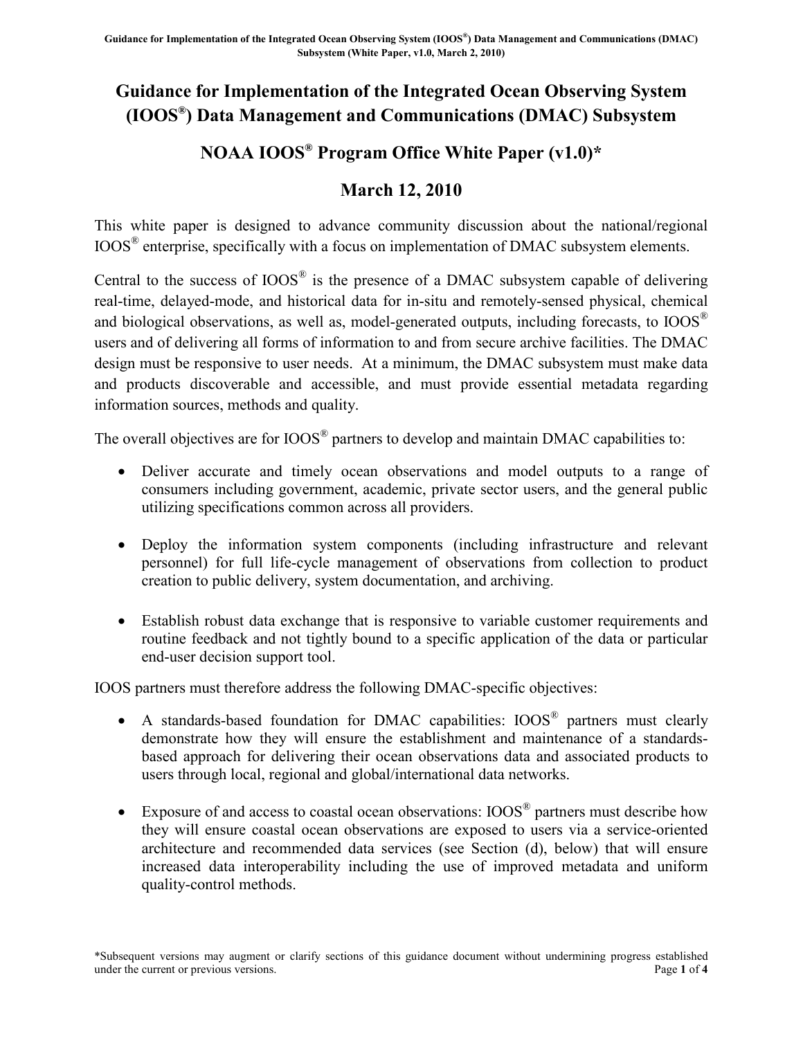# Guidance for Implementation of the Integrated Ocean Observing System (IOOS®) Data Management and Communications (DMAC) Subsystem

## NOAA IOOS® Program Office White Paper (v1.0)*

## March 12, 2010

This white paper is designed to advance community discussion about the national/regional IOOS® enterprise, specifically with a focus on implementation of DMAC subsystem elements.

Central to the success of IOOS® is the presence of a DMAC subsystem capable of delivering real-time, delayed-mode, and historical data for in-situ and remotely-sensed physical, chemical and biological observations, as well as, model-generated outputs, including forecasts, to IOOS® users and of delivering all forms of information to and from secure archive facilities. The DMAC design must be responsive to user needs. At a minimum, the DMAC subsystem must make data and products discoverable and accessible, and must provide essential metadata regarding information sources, methods and quality.

The overall objectives are for IOOS® partners to develop and maintain DMAC capabilities to:

- Deliver accurate and timely ocean observations and model outputs to a range of consumers including government, academic, private sector users, and the general public utilizing specifications common across all providers.
- Deploy the information system components (including infrastructure and relevant personnel) for full life-cycle management of observations from collection to product creation to public delivery, system documentation, and archiving.
- Establish robust data exchange that is responsive to variable customer requirements and routine feedback and not tightly bound to a specific application of the data or particular end-user decision support tool.

IOOS partners must therefore address the following DMAC-specific objectives:

- A standards-based foundation for DMAC capabilities: IOOS® partners must clearly demonstrate how they will ensure the establishment and maintenance of a standards-based approach for delivering their ocean observations data and associated products to users through local, regional and global/international data networks.
- Exposure of and access to coastal ocean observations: IOOS® partners must describe how they will ensure coastal ocean observations are exposed to users via a service-oriented architecture and recommended data services (see Section (d), below) that will ensure increased data interoperability including the use of improved metadata and uniform quality-control methods.

*Subsequent versions may augment or clarify sections of this guidance document without undermining progress established under the current or previous versions.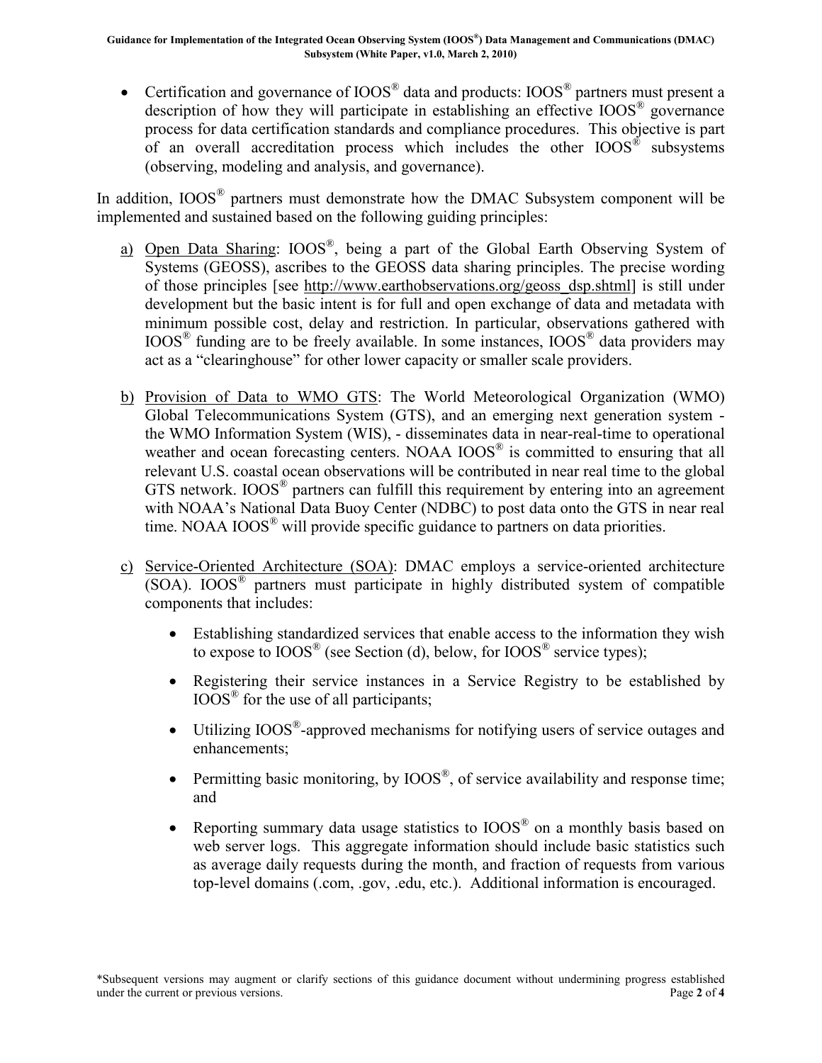- Certification and governance of IOOS® data and products: IOOS® partners must present a description of how they will participate in establishing an effective IOOS® governance process for data certification standards and compliance procedures. This objective is part of an overall accreditation process which includes the other IOOS® subsystems (observing, modeling and analysis, and governance).

In addition, IOOS® partners must demonstrate how the DMAC Subsystem component will be implemented and sustained based on the following guiding principles:

a) Open Data Sharing: IOOS®, being a part of the Global Earth Observing System of Systems (GEOSS), ascribes to the GEOSS data sharing principles. The precise wording of those principles [see http://www.earthobservations.org/geoss_dsp.shtml] is still under development but the basic intent is for full and open exchange of data and metadata with minimum possible cost, delay and restriction. In particular, observations gathered with IOOS® funding are to be freely available. In some instances, IOOS® data providers may act as a "clearinghouse" for other lower capacity or smaller scale providers.

b) Provision of Data to WMO GTS: The World Meteorological Organization (WMO) Global Telecommunications System (GTS), and an emerging next generation system - the WMO Information System (WIS), - disseminates data in near-real-time to operational weather and ocean forecasting centers. NOAA IOOS® is committed to ensuring that all relevant U.S. coastal ocean observations will be contributed in near real time to the global GTS network. IOOS® partners can fulfill this requirement by entering into an agreement with NOAA's National Data Buoy Center (NDBC) to post data onto the GTS in near real time. NOAA IOOS® will provide specific guidance to partners on data priorities.

c) Service-Oriented Architecture (SOA): DMAC employs a service-oriented architecture (SOA). IOOS® partners must participate in highly distributed system of compatible components that includes:

    - Establishing standardized services that enable access to the information they wish to expose to IOOS® (see Section (d), below, for IOOS® service types);
    - Registering their service instances in a Service Registry to be established by IOOS® for the use of all participants;
    - Utilizing IOOS®-approved mechanisms for notifying users of service outages and enhancements;
    - Permitting basic monitoring, by IOOS®, of service availability and response time; and
    - Reporting summary data usage statistics to IOOS® on a monthly basis based on web server logs. This aggregate information should include basic statistics such as average daily requests during the month, and fraction of requests from various top-level domains (.com, .gov, .edu, etc.). Additional information is encouraged.

*Subsequent versions may augment or clarify sections of this guidance document without undermining progress established under the current or previous versions.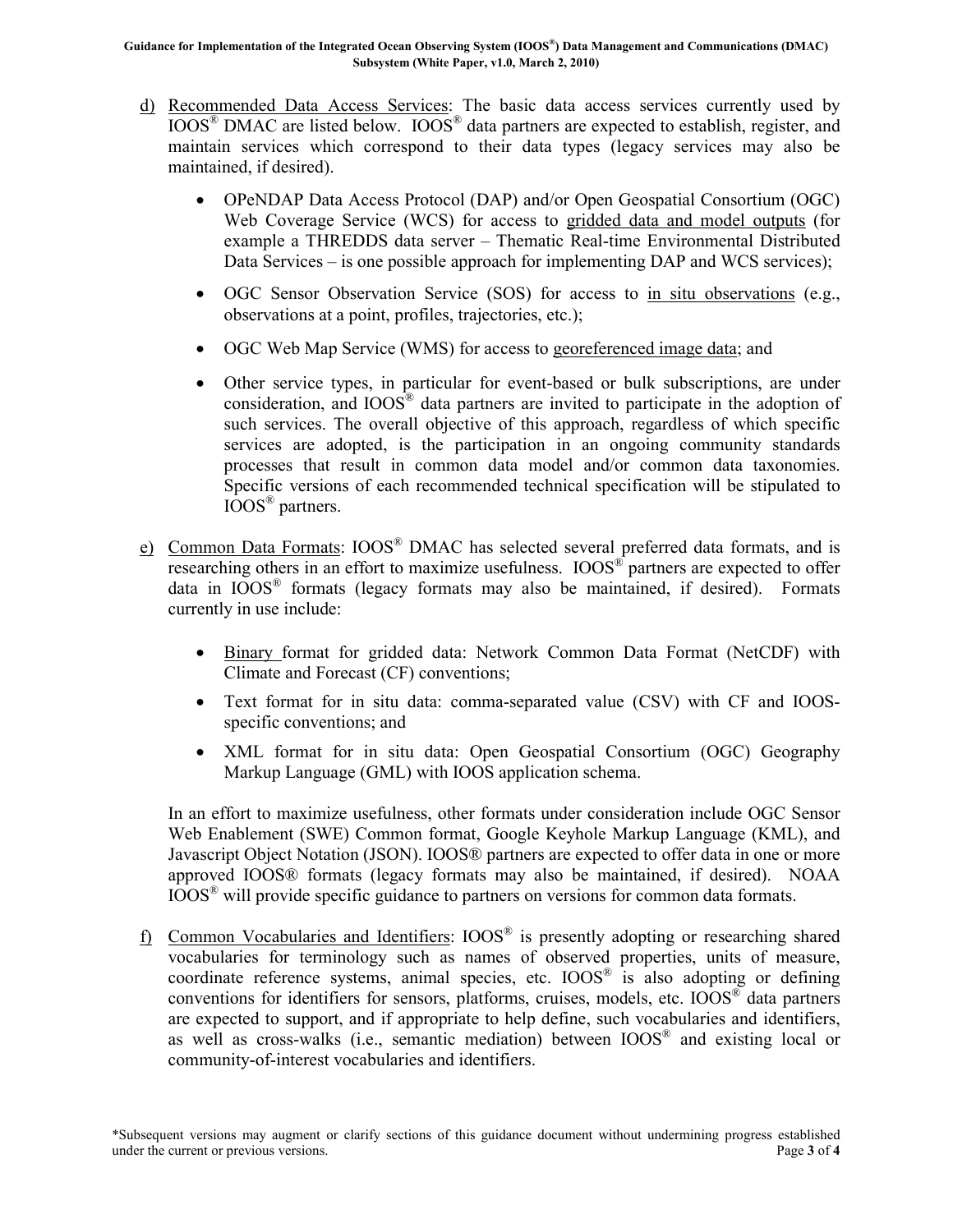d) Recommended Data Access Services: The basic data access services currently used by IOOS® DMAC are listed below. IOOS® data partners are expected to establish, register, and maintain services which correspond to their data types (legacy services may also be maintained, if desired).

   - OPeNDAP Data Access Protocol (DAP) and/or Open Geospatial Consortium (OGC) Web Coverage Service (WCS) for access to gridded data and model outputs (for example a THREDDS data server – Thematic Real-time Environmental Distributed Data Services – is one possible approach for implementing DAP and WCS services);
   - OGC Sensor Observation Service (SOS) for access to in situ observations (e.g., observations at a point, profiles, trajectories, etc.);
   - OGC Web Map Service (WMS) for access to georeferenced image data; and
   - Other service types, in particular for event-based or bulk subscriptions, are under consideration, and IOOS® data partners are invited to participate in the adoption of such services. The overall objective of this approach, regardless of which specific services are adopted, is the participation in an ongoing community standards processes that result in common data model and/or common data taxonomies. Specific versions of each recommended technical specification will be stipulated to IOOS® partners.

e) Common Data Formats: IOOS® DMAC has selected several preferred data formats, and is researching others in an effort to maximize usefulness. IOOS® partners are expected to offer data in IOOS® formats (legacy formats may also be maintained, if desired). Formats currently in use include:

   - Binary format for gridded data: Network Common Data Format (NetCDF) with Climate and Forecast (CF) conventions;
   - Text format for in situ data: comma-separated value (CSV) with CF and IOOS-specific conventions; and
   - XML format for in situ data: Open Geospatial Consortium (OGC) Geography Markup Language (GML) with IOOS application schema.

   In an effort to maximize usefulness, other formats under consideration include OGC Sensor Web Enablement (SWE) Common format, Google Keyhole Markup Language (KML), and Javascript Object Notation (JSON). IOOS® partners are expected to offer data in one or more approved IOOS® formats (legacy formats may also be maintained, if desired). NOAA IOOS® will provide specific guidance to partners on versions for common data formats.

f) Common Vocabularies and Identifiers: IOOS® is presently adopting or researching shared vocabularies for terminology such as names of observed properties, units of measure, coordinate reference systems, animal species, etc. IOOS® is also adopting or defining conventions for identifiers for sensors, platforms, cruises, models, etc. IOOS® data partners are expected to support, and if appropriate to help define, such vocabularies and identifiers, as well as cross-walks (i.e., semantic mediation) between IOOS® and existing local or community-of-interest vocabularies and identifiers.

*Subsequent versions may augment or clarify sections of this guidance document without undermining progress established under the current or previous versions.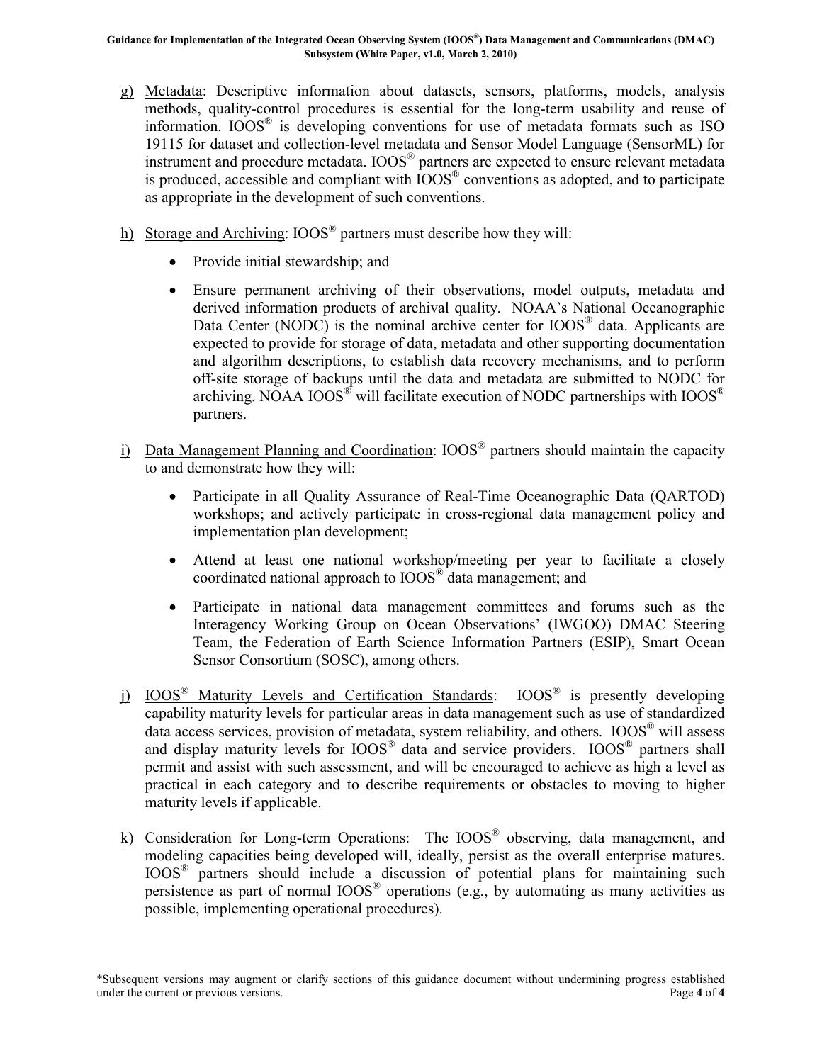g) Metadata: Descriptive information about datasets, sensors, platforms, models, analysis methods, quality-control procedures is essential for the long-term usability and reuse of information. IOOS® is developing conventions for use of metadata formats such as ISO 19115 for dataset and collection-level metadata and Sensor Model Language (SensorML) for instrument and procedure metadata. IOOS® partners are expected to ensure relevant metadata is produced, accessible and compliant with IOOS® conventions as adopted, and to participate as appropriate in the development of such conventions.

h) Storage and Archiving: IOOS® partners must describe how they will:

- Provide initial stewardship; and
- Ensure permanent archiving of their observations, model outputs, metadata and derived information products of archival quality. NOAA's National Oceanographic Data Center (NODC) is the nominal archive center for IOOS® data. Applicants are expected to provide for storage of data, metadata and other supporting documentation and algorithm descriptions, to establish data recovery mechanisms, and to perform off-site storage of backups until the data and metadata are submitted to NODC for archiving. NOAA IOOS® will facilitate execution of NODC partnerships with IOOS® partners.

i) Data Management Planning and Coordination: IOOS® partners should maintain the capacity to and demonstrate how they will:

- Participate in all Quality Assurance of Real-Time Oceanographic Data (QARTOD) workshops; and actively participate in cross-regional data management policy and implementation plan development;
- Attend at least one national workshop/meeting per year to facilitate a closely coordinated national approach to IOOS® data management; and
- Participate in national data management committees and forums such as the Interagency Working Group on Ocean Observations' (IWGOO) DMAC Steering Team, the Federation of Earth Science Information Partners (ESIP), Smart Ocean Sensor Consortium (SOSC), among others.

j) IOOS® Maturity Levels and Certification Standards: IOOS® is presently developing capability maturity levels for particular areas in data management such as use of standardized data access services, provision of metadata, system reliability, and others. IOOS® will assess and display maturity levels for IOOS® data and service providers. IOOS® partners shall permit and assist with such assessment, and will be encouraged to achieve as high a level as practical in each category and to describe requirements or obstacles to moving to higher maturity levels if applicable.

k) Consideration for Long-term Operations: The IOOS® observing, data management, and modeling capacities being developed will, ideally, persist as the overall enterprise matures. IOOS® partners should include a discussion of potential plans for maintaining such persistence as part of normal IOOS® operations (e.g., by automating as many activities as possible, implementing operational procedures).

*Subsequent versions may augment or clarify sections of this guidance document without undermining progress established under the current or previous versions.